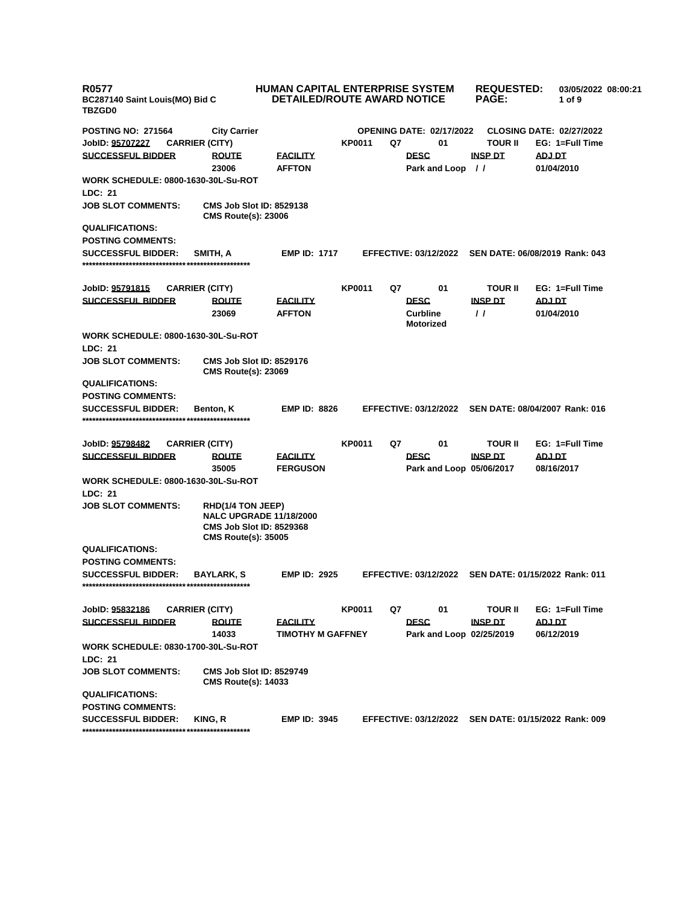**R0577** **HUMAN CAPITAL ENTERPRISE SYSTEM** **REQUESTED:** **03/05/2022 08:00:21**

**BC287140 Saint Louis(MO) Bid C** **DETAILED/ROUTE AWARD NOTICE**

**TBZGD0**

**POSTING NO: 271564** **City Carrier** **OPENING DATE: 02/17/2022** **CLOSING DATE: 02/27/2022**

**JobID: 95707227** **CARRIER (CITY)** **KP0011** **Q7** **01** **TOUR II** **EG: 1=Full Time**

| SUCCESSFUL BIDDER | ROUTE | FACILITY | DESC | INSP DT | ADJ DT |
|---|---|---|---|---|---|
| | 23006 | AFFTON | Park and Loop | / / | 01/04/2010 |

**WORK SCHEDULE: 0800-1630-30L-Su-ROT**

**LDC: 21**

**JOB SLOT COMMENTS:** **CMS Job Slot ID: 8529138**
**CMS Route(s): 23006**

**QUALIFICATIONS:**

**POSTING COMMENTS:**

**SUCCESSFUL BIDDER:** **SMITH, A** **EMP ID: 1717** **EFFECTIVE: 03/12/2022** **SEN DATE: 06/08/2019 Rank: 043**

****************************************************

**JobID: 95791815** **CARRIER (CITY)** **KP0011** **Q7** **01** **TOUR II** **EG: 1=Full Time**

| SUCCESSFUL BIDDER | ROUTE | FACILITY | DESC | INSP DT | ADJ DT |
|---|---|---|---|---|---|
| | 23069 | AFFTON | Curbline Motorized | / / | 01/04/2010 |

**WORK SCHEDULE: 0800-1630-30L-Su-ROT**

**LDC: 21**

**JOB SLOT COMMENTS:** **CMS Job Slot ID: 8529176**
**CMS Route(s): 23069**

**QUALIFICATIONS:**

**POSTING COMMENTS:**

**SUCCESSFUL BIDDER:** **Benton, K** **EMP ID: 8826** **EFFECTIVE: 03/12/2022** **SEN DATE: 08/04/2007 Rank: 016**

****************************************************

**JobID: 95798482** **CARRIER (CITY)** **KP0011** **Q7** **01** **TOUR II** **EG: 1=Full Time**

| SUCCESSFUL BIDDER | ROUTE | FACILITY | DESC | INSP DT | ADJ DT |
|---|---|---|---|---|---|
| | 35005 | FERGUSON | Park and Loop | 05/06/2017 | 08/16/2017 |

**WORK SCHEDULE: 0800-1630-30L-Su-ROT**

**LDC: 21**

**JOB SLOT COMMENTS:** **RHD(1/4 TON JEEP)**
**NALC UPGRADE 11/18/2000**
**CMS Job Slot ID: 8529368**
**CMS Route(s): 35005**

**QUALIFICATIONS:**

**POSTING COMMENTS:**

**SUCCESSFUL BIDDER:** **BAYLARK, S** **EMP ID: 2925** **EFFECTIVE: 03/12/2022** **SEN DATE: 01/15/2022 Rank: 011**

****************************************************

**JobID: 95832186** **CARRIER (CITY)** **KP0011** **Q7** **01** **TOUR II** **EG: 1=Full Time**

| SUCCESSFUL BIDDER | ROUTE | FACILITY | DESC | INSP DT | ADJ DT |
|---|---|---|---|---|---|
| | 14033 | TIMOTHY M GAFFNEY | Park and Loop | 02/25/2019 | 06/12/2019 |

**WORK SCHEDULE: 0830-1700-30L-Su-ROT**

**LDC: 21**

**JOB SLOT COMMENTS:** **CMS Job Slot ID: 8529749**
**CMS Route(s): 14033**

**QUALIFICATIONS:**

**POSTING COMMENTS:**

**SUCCESSFUL BIDDER:** **KING, R** **EMP ID: 3945** **EFFECTIVE: 03/12/2022** **SEN DATE: 01/15/2022 Rank: 009**

****************************************************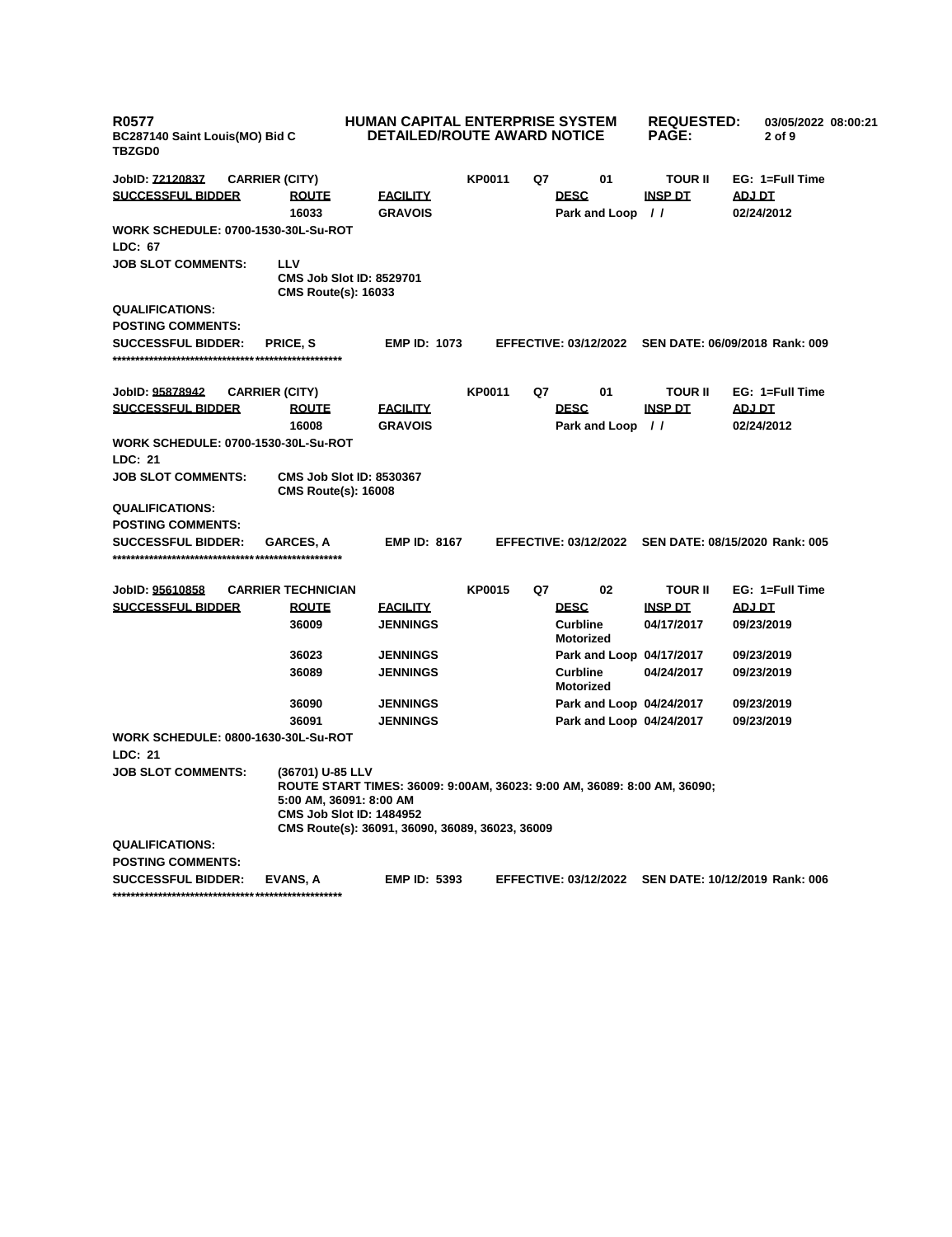JobID: 72120837 CARRIER (CITY) KP0011 Q7 01 TOUR II EG: 1=Full Time

| SUCCESSFUL BIDDER | ROUTE | FACILITY | DESC | INSP DT | ADJ DT |
|---|---|---|---|---|---|
| | 16033 | GRAVOIS | Park and Loop | / / | 02/24/2012 |

WORK SCHEDULE: 0700-1530-30L-Su-ROT

LDC: 67

JOB SLOT COMMENTS: LLV
CMS Job Slot ID: 8529701
CMS Route(s): 16033

QUALIFICATIONS:

POSTING COMMENTS:

SUCCESSFUL BIDDER: PRICE, S EMP ID: 1073 EFFECTIVE: 03/12/2022 SEN DATE: 06/09/2018 Rank: 009

***************************************************

JobID: 95878942 CARRIER (CITY) KP0011 Q7 01 TOUR II EG: 1=Full Time

| SUCCESSFUL BIDDER | ROUTE | FACILITY | DESC | INSP DT | ADJ DT |
|---|---|---|---|---|---|
| | 16008 | GRAVOIS | Park and Loop | / / | 02/24/2012 |

WORK SCHEDULE: 0700-1530-30L-Su-ROT

LDC: 21

JOB SLOT COMMENTS: CMS Job Slot ID: 8530367
CMS Route(s): 16008

QUALIFICATIONS:

POSTING COMMENTS:

SUCCESSFUL BIDDER: GARCES, A EMP ID: 8167 EFFECTIVE: 03/12/2022 SEN DATE: 08/15/2020 Rank: 005

***************************************************

JobID: 95610858 CARRIER TECHNICIAN KP0015 Q7 02 TOUR II EG: 1=Full Time

| SUCCESSFUL BIDDER | ROUTE | FACILITY | DESC | INSP DT | ADJ DT |
|---|---|---|---|---|---|
| | 36009 | JENNINGS | Curbline Motorized | 04/17/2017 | 09/23/2019 |
| | 36023 | JENNINGS | Park and Loop | 04/17/2017 | 09/23/2019 |
| | 36089 | JENNINGS | Curbline Motorized | 04/24/2017 | 09/23/2019 |
| | 36090 | JENNINGS | Park and Loop | 04/24/2017 | 09/23/2019 |
| | 36091 | JENNINGS | Park and Loop | 04/24/2017 | 09/23/2019 |

WORK SCHEDULE: 0800-1630-30L-Su-ROT

LDC: 21

JOB SLOT COMMENTS: (36701) U-85 LLV
ROUTE START TIMES: 36009: 9:00AM, 36023: 9:00 AM, 36089: 8:00 AM, 36090; 5:00 AM, 36091: 8:00 AM
CMS Job Slot ID: 1484952
CMS Route(s): 36091, 36090, 36089, 36023, 36009

QUALIFICATIONS:

POSTING COMMENTS:

SUCCESSFUL BIDDER: EVANS, A EMP ID: 5393 EFFECTIVE: 03/12/2022 SEN DATE: 10/12/2019 Rank: 006

***************************************************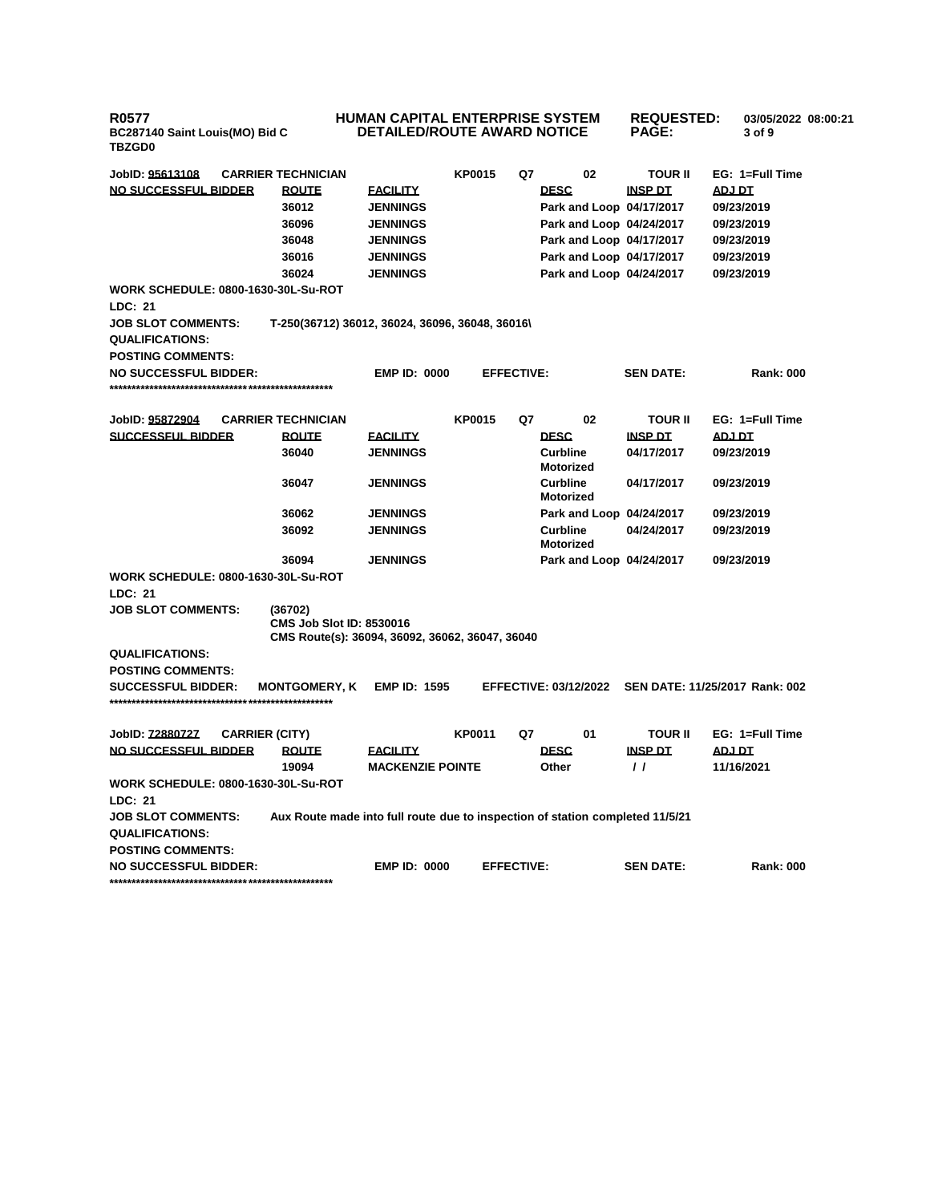R0577
BC287140 Saint Louis(MO) Bid C
TBZGD0

**HUMAN CAPITAL ENTERPRISE SYSTEM**
**DETAILED/ROUTE AWARD NOTICE**

REQUESTED: 03/05/2022 08:00:21

| JobID: 95613108 | CARRIER TECHNICIAN | | KP0015 | Q7 | 02 | TOUR II | EG: 1=Full Time |
|---|---|---|---|---|---|---|---|
| **NO SUCCESSFUL BIDDER** | **ROUTE** | **FACILITY** | | | **DESC** | **INSP DT** | **ADJ DT** |
| | 36012 | JENNINGS | | | Park and Loop | 04/17/2017 | 09/23/2019 |
| | 36096 | JENNINGS | | | Park and Loop | 04/24/2017 | 09/23/2019 |
| | 36048 | JENNINGS | | | Park and Loop | 04/17/2017 | 09/23/2019 |
| | 36016 | JENNINGS | | | Park and Loop | 04/17/2017 | 09/23/2019 |
| | 36024 | JENNINGS | | | Park and Loop | 04/24/2017 | 09/23/2019 |

WORK SCHEDULE: 0800-1630-30L-Su-ROT
LDC: 21
JOB SLOT COMMENTS: T-250(36712) 36012, 36024, 36096, 36048, 36016\
QUALIFICATIONS:
POSTING COMMENTS:
NO SUCCESSFUL BIDDER: EMP ID: 0000 EFFECTIVE: SEN DATE: Rank: 000
****************************************************

| JobID: 95872904 | CARRIER TECHNICIAN | | KP0015 | Q7 | 02 | TOUR II | EG: 1=Full Time |
|---|---|---|---|---|---|---|---|
| **SUCCESSFUL BIDDER** | **ROUTE** | **FACILITY** | | | **DESC** | **INSP DT** | **ADJ DT** |
| | 36040 | JENNINGS | | | Curbline Motorized | 04/17/2017 | 09/23/2019 |
| | 36047 | JENNINGS | | | Curbline Motorized | 04/17/2017 | 09/23/2019 |
| | 36062 | JENNINGS | | | Park and Loop | 04/24/2017 | 09/23/2019 |
| | 36092 | JENNINGS | | | Curbline Motorized | 04/24/2017 | 09/23/2019 |
| | 36094 | JENNINGS | | | Park and Loop | 04/24/2017 | 09/23/2019 |

WORK SCHEDULE: 0800-1630-30L-Su-ROT
LDC: 21
JOB SLOT COMMENTS: (36702)
CMS Job Slot ID: 8530016
CMS Route(s): 36094, 36092, 36062, 36047, 36040
QUALIFICATIONS:
POSTING COMMENTS:
SUCCESSFUL BIDDER: MONTGOMERY, K EMP ID: 1595 EFFECTIVE: 03/12/2022 SEN DATE: 11/25/2017 Rank: 002
****************************************************

| JobID: 72880727 | CARRIER (CITY) | | KP0011 | Q7 | 01 | TOUR II | EG: 1=Full Time |
|---|---|---|---|---|---|---|---|
| **NO SUCCESSFUL BIDDER** | **ROUTE** | **FACILITY** | | | **DESC** | **INSP DT** | **ADJ DT** |
| | 19094 | MACKENZIE POINTE | | | Other | / / | 11/16/2021 |

WORK SCHEDULE: 0800-1630-30L-Su-ROT
LDC: 21
JOB SLOT COMMENTS: Aux Route made into full route due to inspection of station completed 11/5/21
QUALIFICATIONS:
POSTING COMMENTS:
NO SUCCESSFUL BIDDER: EMP ID: 0000 EFFECTIVE: SEN DATE: Rank: 000
****************************************************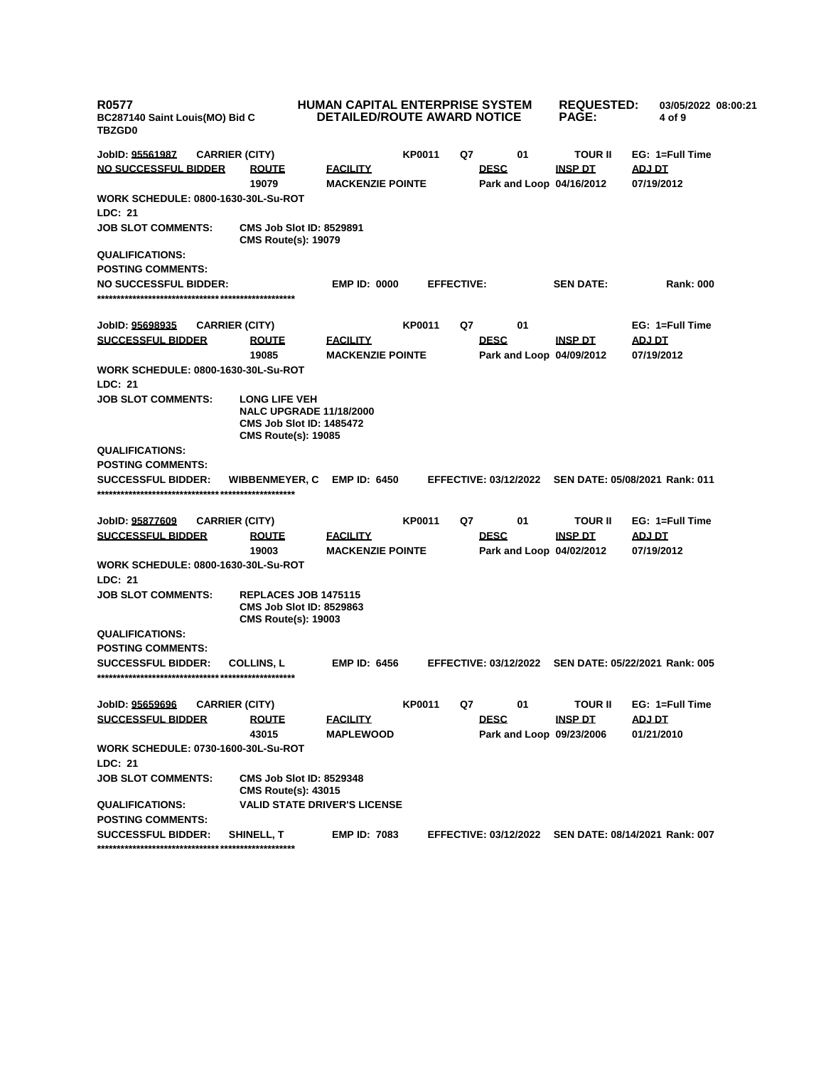**R0577** **HUMAN CAPITAL ENTERPRISE SYSTEM** **REQUESTED:** 03/05/2022 08:00:21
**BC287140 Saint Louis(MO) Bid C** **DETAILED/ROUTE AWARD NOTICE**
**TBZGD0**

---

**JobID: 95561987** **CARRIER (CITY)** **KP0011** **Q7** **01** **TOUR II** **EG: 1=Full Time**

| NO SUCCESSFUL BIDDER | ROUTE | FACILITY | DESC | INSP DT | ADJ DT |
|---|---|---|---|---|---|
| | 19079 | MACKENZIE POINTE | Park and Loop | 04/16/2012 | 07/19/2012 |

**WORK SCHEDULE: 0800-1630-30L-Su-ROT**
**LDC: 21**
**JOB SLOT COMMENTS:** CMS Job Slot ID: 8529891
CMS Route(s): 19079
**QUALIFICATIONS:**
**POSTING COMMENTS:**
**NO SUCCESSFUL BIDDER:** **EMP ID: 0000** **EFFECTIVE:** **SEN DATE:** **Rank: 000**

***************************************************

**JobID: 95698935** **CARRIER (CITY)** **KP0011** **Q7** **01** **EG: 1=Full Time**

| SUCCESSFUL BIDDER | ROUTE | FACILITY | DESC | INSP DT | ADJ DT |
|---|---|---|---|---|---|
| | 19085 | MACKENZIE POINTE | Park and Loop | 04/09/2012 | 07/19/2012 |

**WORK SCHEDULE: 0800-1630-30L-Su-ROT**
**LDC: 21**
**JOB SLOT COMMENTS:** LONG LIFE VEH
NALC UPGRADE 11/18/2000
CMS Job Slot ID: 1485472
CMS Route(s): 19085
**QUALIFICATIONS:**
**POSTING COMMENTS:**
**SUCCESSFUL BIDDER:** WIBBENMEYER, C **EMP ID: 6450** **EFFECTIVE: 03/12/2022** **SEN DATE: 05/08/2021** **Rank: 011**

***************************************************

**JobID: 95877609** **CARRIER (CITY)** **KP0011** **Q7** **01** **TOUR II** **EG: 1=Full Time**

| SUCCESSFUL BIDDER | ROUTE | FACILITY | DESC | INSP DT | ADJ DT |
|---|---|---|---|---|---|
| | 19003 | MACKENZIE POINTE | Park and Loop | 04/02/2012 | 07/19/2012 |

**WORK SCHEDULE: 0800-1630-30L-Su-ROT**
**LDC: 21**
**JOB SLOT COMMENTS:** REPLACES JOB 1475115
CMS Job Slot ID: 8529863
CMS Route(s): 19003
**QUALIFICATIONS:**
**POSTING COMMENTS:**
**SUCCESSFUL BIDDER:** COLLINS, L **EMP ID: 6456** **EFFECTIVE: 03/12/2022** **SEN DATE: 05/22/2021** **Rank: 005**

***************************************************

**JobID: 95659696** **CARRIER (CITY)** **KP0011** **Q7** **01** **TOUR II** **EG: 1=Full Time**

| SUCCESSFUL BIDDER | ROUTE | FACILITY | DESC | INSP DT | ADJ DT |
|---|---|---|---|---|---|
| | 43015 | MAPLEWOOD | Park and Loop | 09/23/2006 | 01/21/2010 |

**WORK SCHEDULE: 0730-1600-30L-Su-ROT**
**LDC: 21**
**JOB SLOT COMMENTS:** CMS Job Slot ID: 8529348
CMS Route(s): 43015
**QUALIFICATIONS:** VALID STATE DRIVER'S LICENSE
**POSTING COMMENTS:**
**SUCCESSFUL BIDDER:** SHINELL, T **EMP ID: 7083** **EFFECTIVE: 03/12/2022** **SEN DATE: 08/14/2021** **Rank: 007**

***************************************************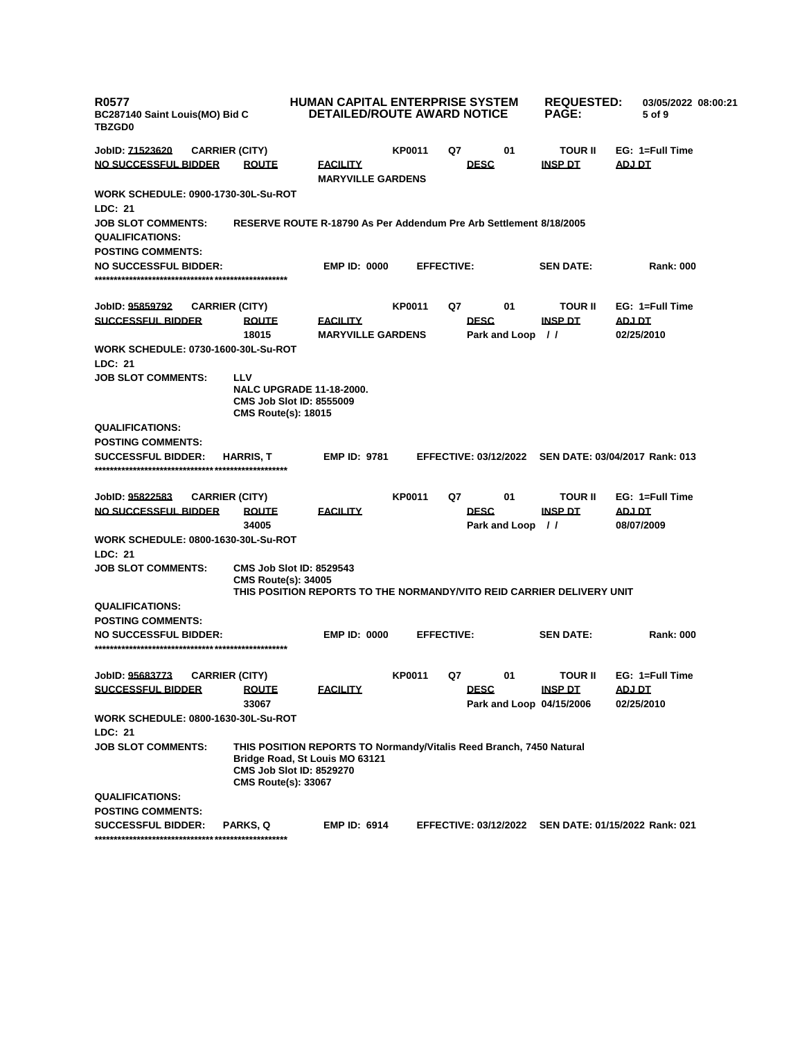**R0577** | **HUMAN CAPITAL ENTERPRISE SYSTEM** | **REQUESTED:** 03/05/2022 08:00:21
**BC287140 Saint Louis(MO) Bid C** | **DETAILED/ROUTE AWARD NOTICE**
**TBZGD0**

---

**JobID: 71523620** | **CARRIER (CITY)** | **KP0011** | **Q7** | **01** | **TOUR II** | **EG: 1=Full Time**

| NO SUCCESSFUL BIDDER | ROUTE | FACILITY | DESC | INSP DT | ADJ DT |
|---|---|---|---|---|---|
| | | MARYVILLE GARDENS | | | |

**WORK SCHEDULE:** 0900-1730-30L-Su-ROT
**LDC:** 21
**JOB SLOT COMMENTS:** RESERVE ROUTE R-18790 As Per Addendum Pre Arb Settlement 8/18/2005
**QUALIFICATIONS:**
**POSTING COMMENTS:**
**NO SUCCESSFUL BIDDER:** | **EMP ID:** 0000 | **EFFECTIVE:** | **SEN DATE:** | **Rank:** 000

***************************************************

**JobID: 95859792** | **CARRIER (CITY)** | **KP0011** | **Q7** | **01** | **TOUR II** | **EG: 1=Full Time**

| SUCCESSFUL BIDDER | ROUTE | FACILITY | DESC | INSP DT | ADJ DT |
|---|---|---|---|---|---|
| | 18015 | MARYVILLE GARDENS | Park and Loop | / / | 02/25/2010 |

**WORK SCHEDULE:** 0730-1600-30L-Su-ROT
**LDC:** 21
**JOB SLOT COMMENTS:** LLV
NALC UPGRADE 11-18-2000.
CMS Job Slot ID: 8555009
CMS Route(s): 18015
**QUALIFICATIONS:**
**POSTING COMMENTS:**
**SUCCESSFUL BIDDER:** HARRIS, T | **EMP ID:** 9781 | **EFFECTIVE:** 03/12/2022 | **SEN DATE:** 03/04/2017 | **Rank:** 013

***************************************************

**JobID: 95822583** | **CARRIER (CITY)** | **KP0011** | **Q7** | **01** | **TOUR II** | **EG: 1=Full Time**

| NO SUCCESSFUL BIDDER | ROUTE | FACILITY | DESC | INSP DT | ADJ DT |
|---|---|---|---|---|---|
| | 34005 | | Park and Loop | / / | 08/07/2009 |

**WORK SCHEDULE:** 0800-1630-30L-Su-ROT
**LDC:** 21
**JOB SLOT COMMENTS:** CMS Job Slot ID: 8529543
CMS Route(s): 34005
THIS POSITION REPORTS TO THE NORMANDY/VITO REID CARRIER DELIVERY UNIT
**QUALIFICATIONS:**
**POSTING COMMENTS:**
**NO SUCCESSFUL BIDDER:** | **EMP ID:** 0000 | **EFFECTIVE:** | **SEN DATE:** | **Rank:** 000

***************************************************

**JobID: 95683773** | **CARRIER (CITY)** | **KP0011** | **Q7** | **01** | **TOUR II** | **EG: 1=Full Time**

| SUCCESSFUL BIDDER | ROUTE | FACILITY | DESC | INSP DT | ADJ DT |
|---|---|---|---|---|---|
| | 33067 | | Park and Loop | 04/15/2006 | 02/25/2010 |

**WORK SCHEDULE:** 0800-1630-30L-Su-ROT
**LDC:** 21
**JOB SLOT COMMENTS:** THIS POSITION REPORTS TO Normandy/Vitalis Reed Branch, 7450 Natural Bridge Road, St Louis MO 63121
CMS Job Slot ID: 8529270
CMS Route(s): 33067
**QUALIFICATIONS:**
**POSTING COMMENTS:**
**SUCCESSFUL BIDDER:** PARKS, Q | **EMP ID:** 6914 | **EFFECTIVE:** 03/12/2022 | **SEN DATE:** 01/15/2022 | **Rank:** 021

***************************************************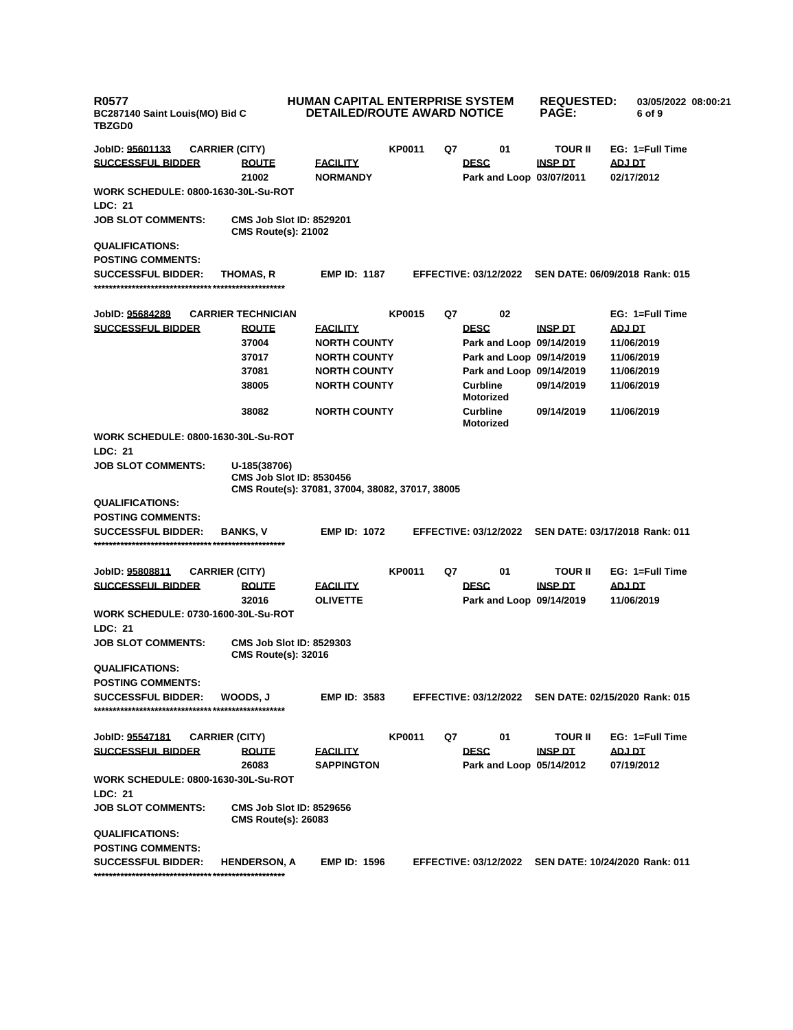**R0577** **HUMAN CAPITAL ENTERPRISE SYSTEM** **REQUESTED: 03/05/2022 08:00:21**
**BC287140 Saint Louis(MO) Bid C** **DETAILED/ROUTE AWARD NOTICE**
**TBZGD0**

**JobID: 95601133** **CARRIER (CITY)** **KP0011** **Q7** **01** **TOUR II** **EG: 1=Full Time**

| SUCCESSFUL BIDDER | ROUTE | FACILITY | DESC | INSP DT | ADJ DT |
|---|---|---|---|---|---|
| | 21002 | NORMANDY | Park and Loop | 03/07/2011 | 02/17/2012 |

**WORK SCHEDULE: 0800-1630-30L-Su-ROT**
**LDC: 21**
**JOB SLOT COMMENTS:** CMS Job Slot ID: 8529201
CMS Route(s): 21002
**QUALIFICATIONS:**
**POSTING COMMENTS:**
**SUCCESSFUL BIDDER:** THOMAS, R **EMP ID: 1187** **EFFECTIVE: 03/12/2022** **SEN DATE: 06/09/2018 Rank: 015**

****************************************************

**JobID: 95684289** **CARRIER TECHNICIAN** **KP0015** **Q7** **02** **EG: 1=Full Time**

| SUCCESSFUL BIDDER | ROUTE | FACILITY | DESC | INSP DT | ADJ DT |
|---|---|---|---|---|---|
| | 37004 | NORTH COUNTY | Park and Loop | 09/14/2019 | 11/06/2019 |
| | 37017 | NORTH COUNTY | Park and Loop | 09/14/2019 | 11/06/2019 |
| | 37081 | NORTH COUNTY | Park and Loop | 09/14/2019 | 11/06/2019 |
| | 38005 | NORTH COUNTY | Curbline Motorized | 09/14/2019 | 11/06/2019 |
| | 38082 | NORTH COUNTY | Curbline Motorized | 09/14/2019 | 11/06/2019 |

**WORK SCHEDULE: 0800-1630-30L-Su-ROT**
**LDC: 21**
**JOB SLOT COMMENTS:** U-185(38706)
CMS Job Slot ID: 8530456
CMS Route(s): 37081, 37004, 38082, 37017, 38005
**QUALIFICATIONS:**
**POSTING COMMENTS:**
**SUCCESSFUL BIDDER:** BANKS, V **EMP ID: 1072** **EFFECTIVE: 03/12/2022** **SEN DATE: 03/17/2018 Rank: 011**

****************************************************

**JobID: 95808811** **CARRIER (CITY)** **KP0011** **Q7** **01** **TOUR II** **EG: 1=Full Time**

| SUCCESSFUL BIDDER | ROUTE | FACILITY | DESC | INSP DT | ADJ DT |
|---|---|---|---|---|---|
| | 32016 | OLIVETTE | Park and Loop | 09/14/2019 | 11/06/2019 |

**WORK SCHEDULE: 0730-1600-30L-Su-ROT**
**LDC: 21**
**JOB SLOT COMMENTS:** CMS Job Slot ID: 8529303
CMS Route(s): 32016
**QUALIFICATIONS:**
**POSTING COMMENTS:**
**SUCCESSFUL BIDDER:** WOODS, J **EMP ID: 3583** **EFFECTIVE: 03/12/2022** **SEN DATE: 02/15/2020 Rank: 015**

****************************************************

**JobID: 95547181** **CARRIER (CITY)** **KP0011** **Q7** **01** **TOUR II** **EG: 1=Full Time**

| SUCCESSFUL BIDDER | ROUTE | FACILITY | DESC | INSP DT | ADJ DT |
|---|---|---|---|---|---|
| | 26083 | SAPPINGTON | Park and Loop | 05/14/2012 | 07/19/2012 |

**WORK SCHEDULE: 0800-1630-30L-Su-ROT**
**LDC: 21**
**JOB SLOT COMMENTS:** CMS Job Slot ID: 8529656
CMS Route(s): 26083
**QUALIFICATIONS:**
**POSTING COMMENTS:**
**SUCCESSFUL BIDDER:** HENDERSON, A **EMP ID: 1596** **EFFECTIVE: 03/12/2022** **SEN DATE: 10/24/2020 Rank: 011**

****************************************************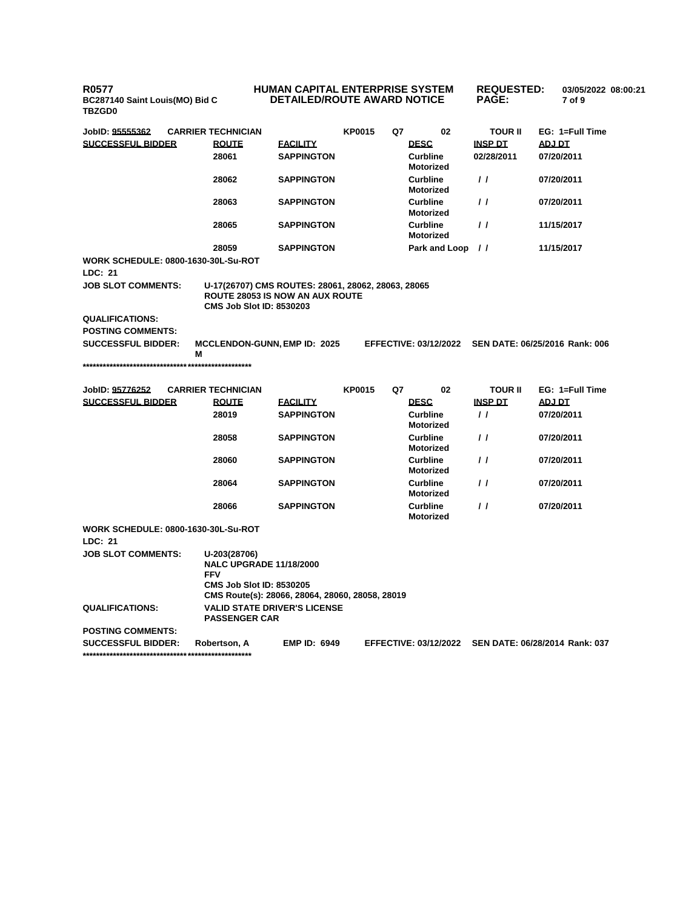**R0577** | **HUMAN CAPITAL ENTERPRISE SYSTEM** | **REQUESTED:** 03/05/2022 08:00:21
**BC287140 Saint Louis(MO) Bid C** | **DETAILED/ROUTE AWARD NOTICE** | **PAGE:**
**TBZGD0**

**JobID: 95555362** | **CARRIER TECHNICIAN** | **KP0015** | **Q7** | **02** | **TOUR II** | **EG: 1=Full Time**

| SUCCESSFUL BIDDER | ROUTE | FACILITY | DESC | INSP DT | ADJ DT |
|---|---|---|---|---|---|
| | 28061 | SAPPINGTON | Curbline Motorized | 02/28/2011 | 07/20/2011 |
| | 28062 | SAPPINGTON | Curbline Motorized | / / | 07/20/2011 |
| | 28063 | SAPPINGTON | Curbline Motorized | / / | 07/20/2011 |
| | 28065 | SAPPINGTON | Curbline Motorized | / / | 11/15/2017 |
| | 28059 | SAPPINGTON | Park and Loop | / / | 11/15/2017 |

**WORK SCHEDULE: 0800-1630-30L-Su-ROT**

**LDC: 21**

**JOB SLOT COMMENTS:** U-17(26707) CMS ROUTES: 28061, 28062, 28063, 28065
ROUTE 28053 IS NOW AN AUX ROUTE
CMS Job Slot ID: 8530203

**QUALIFICATIONS:**

**POSTING COMMENTS:**

**SUCCESSFUL BIDDER:** MCCLENDON-GUNN, M | EMP ID: 2025 | EFFECTIVE: 03/12/2022 | SEN DATE: 06/25/2016 Rank: 006

***************************************************

**JobID: 95776252** | **CARRIER TECHNICIAN** | **KP0015** | **Q7** | **02** | **TOUR II** | **EG: 1=Full Time**

| SUCCESSFUL BIDDER | ROUTE | FACILITY | DESC | INSP DT | ADJ DT |
|---|---|---|---|---|---|
| | 28019 | SAPPINGTON | Curbline Motorized | / / | 07/20/2011 |
| | 28058 | SAPPINGTON | Curbline Motorized | / / | 07/20/2011 |
| | 28060 | SAPPINGTON | Curbline Motorized | / / | 07/20/2011 |
| | 28064 | SAPPINGTON | Curbline Motorized | / / | 07/20/2011 |
| | 28066 | SAPPINGTON | Curbline Motorized | / / | 07/20/2011 |

**WORK SCHEDULE: 0800-1630-30L-Su-ROT**

**LDC: 21**

**JOB SLOT COMMENTS:** U-203(28706)
NALC UPGRADE 11/18/2000
FFV
CMS Job Slot ID: 8530205
CMS Route(s): 28066, 28064, 28060, 28058, 28019

**QUALIFICATIONS:** VALID STATE DRIVER'S LICENSE
PASSENGER CAR

**POSTING COMMENTS:**

**SUCCESSFUL BIDDER:** Robertson, A | EMP ID: 6949 | EFFECTIVE: 03/12/2022 | SEN DATE: 06/28/2014 Rank: 037

***************************************************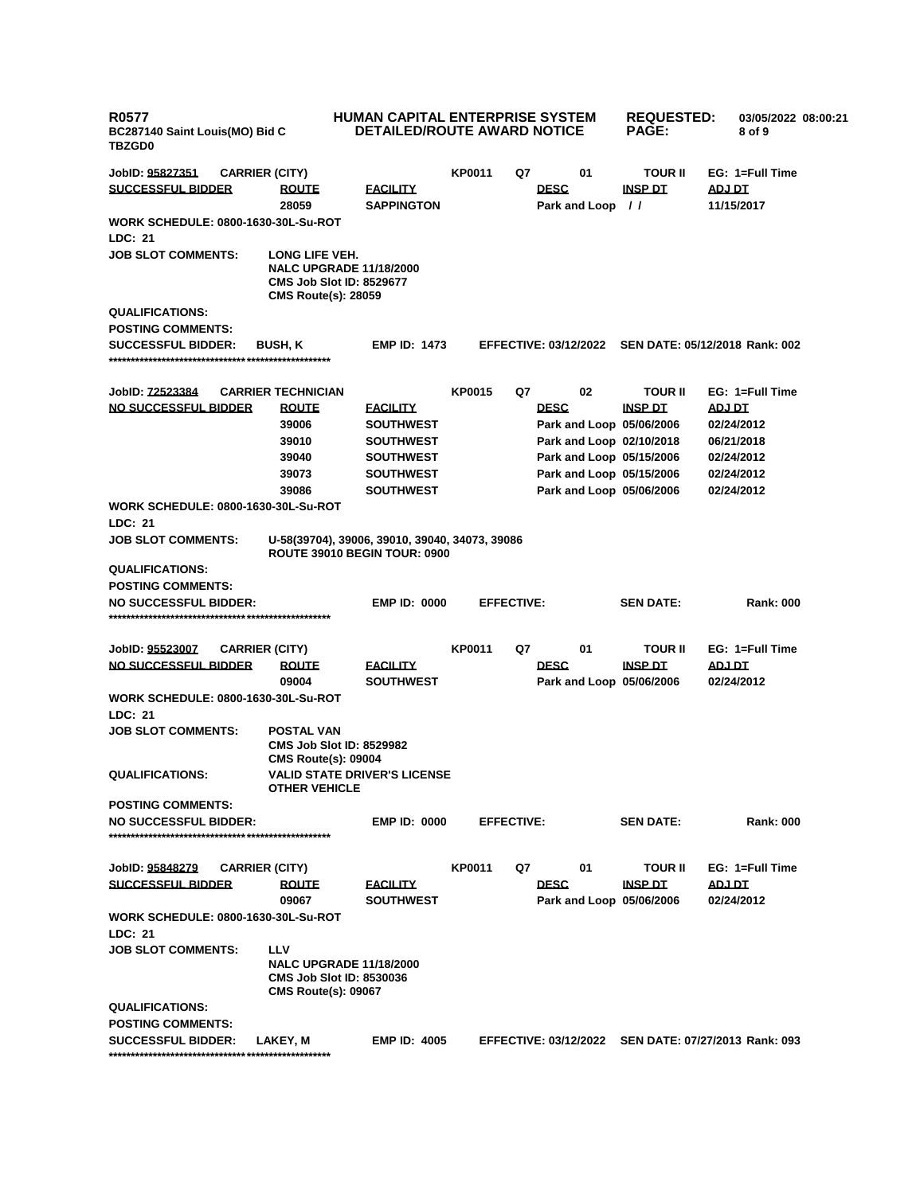**R0577**
**BC287140 Saint Louis(MO) Bid C**
**TBZGD0**

**HUMAN CAPITAL ENTERPRISE SYSTEM**
**DETAILED/ROUTE AWARD NOTICE**

**REQUESTED:** 03/05/2022 08:00:21

---

**JobID: 95827351** | **CARRIER (CITY)** | **KP0011** | **Q7** | **01** | **TOUR II** | **EG: 1=Full Time**

| SUCCESSFUL BIDDER | ROUTE | FACILITY | DESC | INSP DT | ADJ DT |
|---|---|---|---|---|---|
| | 28059 | SAPPINGTON | Park and Loop | / / | 11/15/2017 |

**WORK SCHEDULE:** 0800-1630-30L-Su-ROT
**LDC:** 21
**JOB SLOT COMMENTS:** LONG LIFE VEH.
NALC UPGRADE 11/18/2000
CMS Job Slot ID: 8529677
CMS Route(s): 28059
**QUALIFICATIONS:**
**POSTING COMMENTS:**
**SUCCESSFUL BIDDER:** BUSH, K | **EMP ID:** 1473 | **EFFECTIVE:** 03/12/2022 | **SEN DATE:** 05/12/2018 | **Rank:** 002

*****************************************************

**JobID: 72523384** | **CARRIER TECHNICIAN** | **KP0015** | **Q7** | **02** | **TOUR II** | **EG: 1=Full Time**

| NO SUCCESSFUL BIDDER | ROUTE | FACILITY | DESC | INSP DT | ADJ DT |
|---|---|---|---|---|---|
| | 39006 | SOUTHWEST | Park and Loop | 05/06/2006 | 02/24/2012 |
| | 39010 | SOUTHWEST | Park and Loop | 02/10/2018 | 06/21/2018 |
| | 39040 | SOUTHWEST | Park and Loop | 05/15/2006 | 02/24/2012 |
| | 39073 | SOUTHWEST | Park and Loop | 05/15/2006 | 02/24/2012 |
| | 39086 | SOUTHWEST | Park and Loop | 05/06/2006 | 02/24/2012 |

**WORK SCHEDULE:** 0800-1630-30L-Su-ROT
**LDC:** 21
**JOB SLOT COMMENTS:** U-58(39704), 39006, 39010, 39040, 34073, 39086
ROUTE 39010 BEGIN TOUR: 0900
**QUALIFICATIONS:**
**POSTING COMMENTS:**
**NO SUCCESSFUL BIDDER:** | **EMP ID:** 0000 | **EFFECTIVE:** | **SEN DATE:** | **Rank:** 000

*****************************************************

**JobID: 95523007** | **CARRIER (CITY)** | **KP0011** | **Q7** | **01** | **TOUR II** | **EG: 1=Full Time**

| NO SUCCESSFUL BIDDER | ROUTE | FACILITY | DESC | INSP DT | ADJ DT |
|---|---|---|---|---|---|
| | 09004 | SOUTHWEST | Park and Loop | 05/06/2006 | 02/24/2012 |

**WORK SCHEDULE:** 0800-1630-30L-Su-ROT
**LDC:** 21
**JOB SLOT COMMENTS:** POSTAL VAN
CMS Job Slot ID: 8529982
CMS Route(s): 09004
**QUALIFICATIONS:** VALID STATE DRIVER'S LICENSE
OTHER VEHICLE
**POSTING COMMENTS:**
**NO SUCCESSFUL BIDDER:** | **EMP ID:** 0000 | **EFFECTIVE:** | **SEN DATE:** | **Rank:** 000

*****************************************************

**JobID: 95848279** | **CARRIER (CITY)** | **KP0011** | **Q7** | **01** | **TOUR II** | **EG: 1=Full Time**

| SUCCESSFUL BIDDER | ROUTE | FACILITY | DESC | INSP DT | ADJ DT |
|---|---|---|---|---|---|
| | 09067 | SOUTHWEST | Park and Loop | 05/06/2006 | 02/24/2012 |

**WORK SCHEDULE:** 0800-1630-30L-Su-ROT
**LDC:** 21
**JOB SLOT COMMENTS:** LLV
NALC UPGRADE 11/18/2000
CMS Job Slot ID: 8530036
CMS Route(s): 09067
**QUALIFICATIONS:**
**POSTING COMMENTS:**
**SUCCESSFUL BIDDER:** LAKEY, M | **EMP ID:** 4005 | **EFFECTIVE:** 03/12/2022 | **SEN DATE:** 07/27/2013 | **Rank:** 093

*****************************************************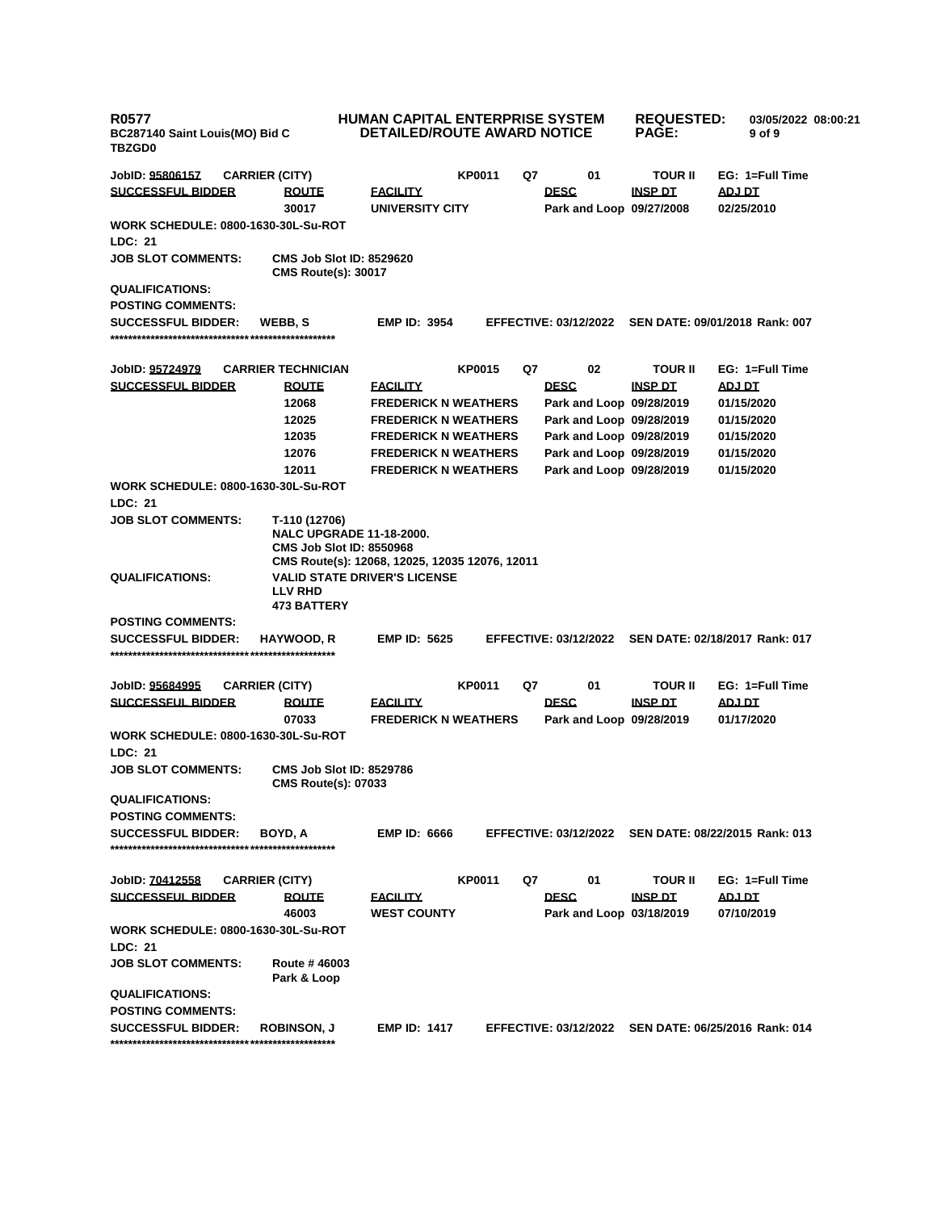**R0577** **HUMAN CAPITAL ENTERPRISE SYSTEM** **REQUESTED: 03/05/2022 08:00:21**
**BC287140 Saint Louis(MO) Bid C** **DETAILED/ROUTE AWARD NOTICE**
**TBZGD0**

**JobID: 95806157** **CARRIER (CITY)** **KP0011** **Q7** **01** **TOUR II** **EG: 1=Full Time**

| SUCCESSFUL BIDDER | ROUTE | FACILITY | DESC | INSP DT | ADJ DT |
|---|---|---|---|---|---|
| | 30017 | UNIVERSITY CITY | Park and Loop | 09/27/2008 | 02/25/2010 |

**WORK SCHEDULE: 0800-1630-30L-Su-ROT**
**LDC: 21**
**JOB SLOT COMMENTS:** CMS Job Slot ID: 8529620
CMS Route(s): 30017
**QUALIFICATIONS:**
**POSTING COMMENTS:**
**SUCCESSFUL BIDDER:** WEBB, S **EMP ID: 3954** **EFFECTIVE: 03/12/2022** **SEN DATE: 09/01/2018 Rank: 007**
**************************************************

**JobID: 95724979** **CARRIER TECHNICIAN** **KP0015** **Q7** **02** **TOUR II** **EG: 1=Full Time**

| SUCCESSFUL BIDDER | ROUTE | FACILITY | DESC | INSP DT | ADJ DT |
|---|---|---|---|---|---|
| | 12068 | FREDERICK N WEATHERS | Park and Loop | 09/28/2019 | 01/15/2020 |
| | 12025 | FREDERICK N WEATHERS | Park and Loop | 09/28/2019 | 01/15/2020 |
| | 12035 | FREDERICK N WEATHERS | Park and Loop | 09/28/2019 | 01/15/2020 |
| | 12076 | FREDERICK N WEATHERS | Park and Loop | 09/28/2019 | 01/15/2020 |
| | 12011 | FREDERICK N WEATHERS | Park and Loop | 09/28/2019 | 01/15/2020 |

**WORK SCHEDULE: 0800-1630-30L-Su-ROT**
**LDC: 21**
**JOB SLOT COMMENTS:** T-110 (12706)
NALC UPGRADE 11-18-2000.
CMS Job Slot ID: 8550968
CMS Route(s): 12068, 12025, 12035 12076, 12011
**QUALIFICATIONS:** VALID STATE DRIVER'S LICENSE
LLV RHD
473 BATTERY
**POSTING COMMENTS:**
**SUCCESSFUL BIDDER:** HAYWOOD, R **EMP ID: 5625** **EFFECTIVE: 03/12/2022** **SEN DATE: 02/18/2017 Rank: 017**
**************************************************

**JobID: 95684995** **CARRIER (CITY)** **KP0011** **Q7** **01** **TOUR II** **EG: 1=Full Time**

| SUCCESSFUL BIDDER | ROUTE | FACILITY | DESC | INSP DT | ADJ DT |
|---|---|---|---|---|---|
| | 07033 | FREDERICK N WEATHERS | Park and Loop | 09/28/2019 | 01/17/2020 |

**WORK SCHEDULE: 0800-1630-30L-Su-ROT**
**LDC: 21**
**JOB SLOT COMMENTS:** CMS Job Slot ID: 8529786
CMS Route(s): 07033
**QUALIFICATIONS:**
**POSTING COMMENTS:**
**SUCCESSFUL BIDDER:** BOYD, A **EMP ID: 6666** **EFFECTIVE: 03/12/2022** **SEN DATE: 08/22/2015 Rank: 013**
**************************************************

**JobID: 70412558** **CARRIER (CITY)** **KP0011** **Q7** **01** **TOUR II** **EG: 1=Full Time**

| SUCCESSFUL BIDDER | ROUTE | FACILITY | DESC | INSP DT | ADJ DT |
|---|---|---|---|---|---|
| | 46003 | WEST COUNTY | Park and Loop | 03/18/2019 | 07/10/2019 |

**WORK SCHEDULE: 0800-1630-30L-Su-ROT**
**LDC: 21**
**JOB SLOT COMMENTS:** Route # 46003
Park & Loop
**QUALIFICATIONS:**
**POSTING COMMENTS:**
**SUCCESSFUL BIDDER:** ROBINSON, J **EMP ID: 1417** **EFFECTIVE: 03/12/2022** **SEN DATE: 06/25/2016 Rank: 014**
**************************************************